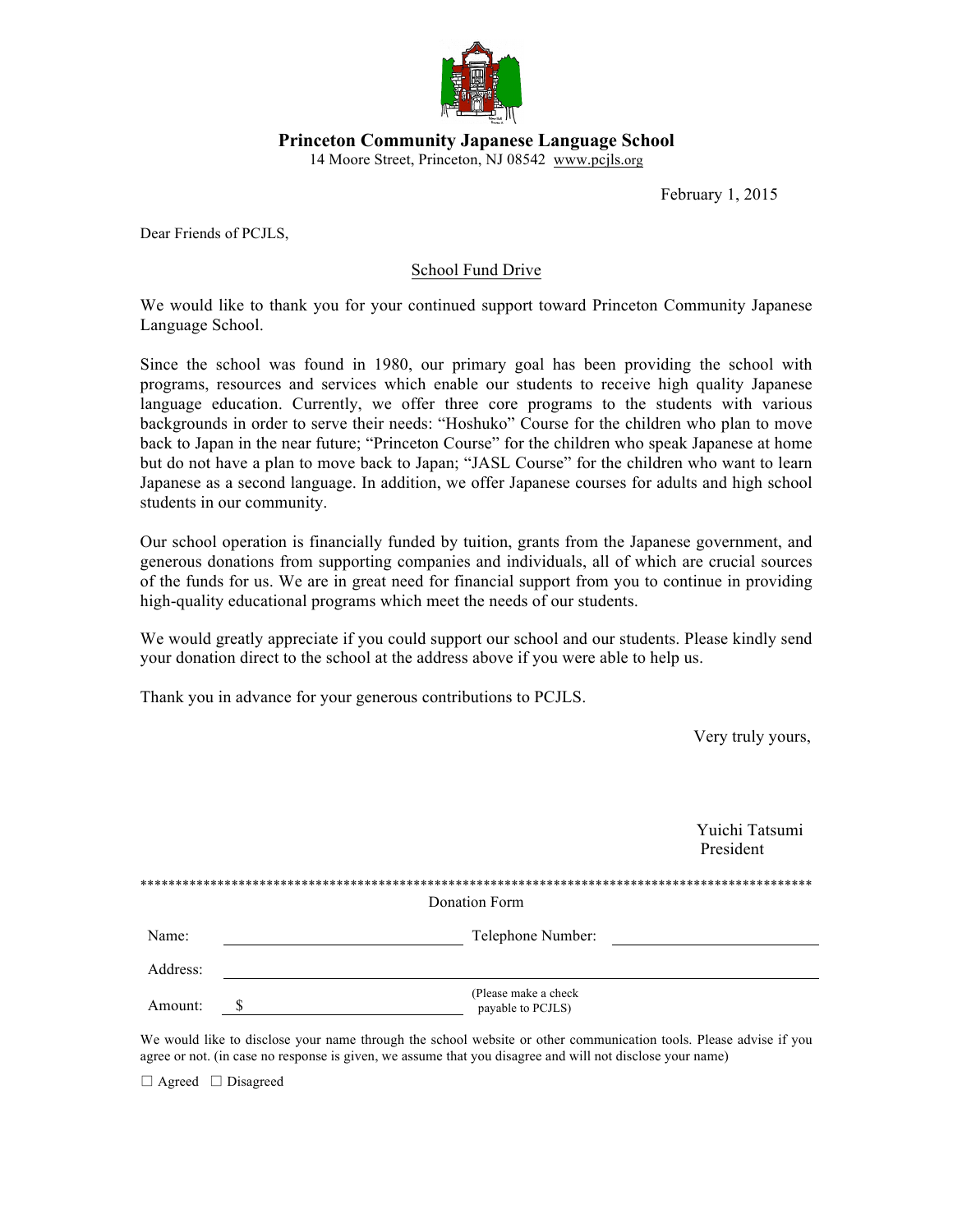# Princeton Community Japanese Language School

14 Moore Street, Princeton, NJ 08542 www.pcjls.org

February 1, 2015

Dear Friends of PCJLS,

School Fund Drive

We would like to thank you for your continued support toward Princeton Community Japanese Language School.

Since the school was found in 1980, our primary goal has been providing the school with programs, resources and services which enable our students to receive high quality Japanese language education. Currently, we offer three core programs to the students with various backgrounds in order to serve their needs: "Hoshuko" Course for the children who plan to move back to Japan in the near future; "Princeton Course" for the children who speak Japanese at home but do not have a plan to move back to Japan; "JASL Course" for the children who want to learn Japanese as a second language. In addition, we offer Japanese courses for adults and high school students in our community.

Our school operation is financially funded by tuition, grants from the Japanese government, and generous donations from supporting companies and individuals, all of which are crucial sources of the funds for us. We are in great need for financial support from you to continue in providing high-quality educational programs which meet the needs of our students.

We would greatly appreciate if you could support our school and our students. Please kindly send your donation direct to the school at the address above if you were able to help us.

Thank you in advance for your generous contributions to PCJLS.

Very truly yours,

Yuichi Tatsumi
President

****************************************************************************************************

Donation Form

Name: ______________________________ Telephone Number: ______________________________

Address: ______________________________________________________________________

Amount: $ ______________________________ (Please make a check payable to PCJLS)

We would like to disclose your name through the school website or other communication tools. Please advise if you agree or not. (in case no response is given, we assume that you disagree and will not disclose your name)

☐ Agreed ☐ Disagreed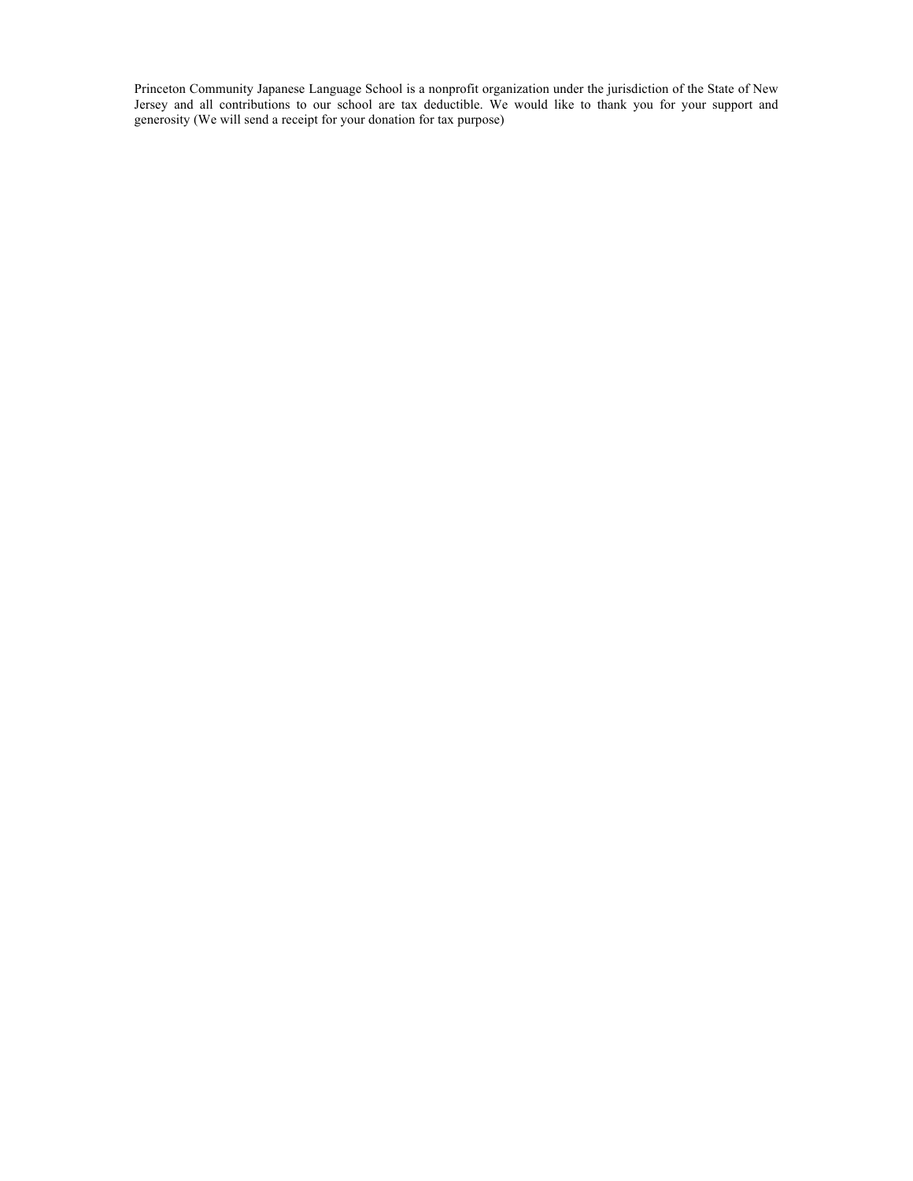Princeton Community Japanese Language School is a nonprofit organization under the jurisdiction of the State of New Jersey and all contributions to our school are tax deductible. We would like to thank you for your support and generosity (We will send a receipt for your donation for tax purpose)